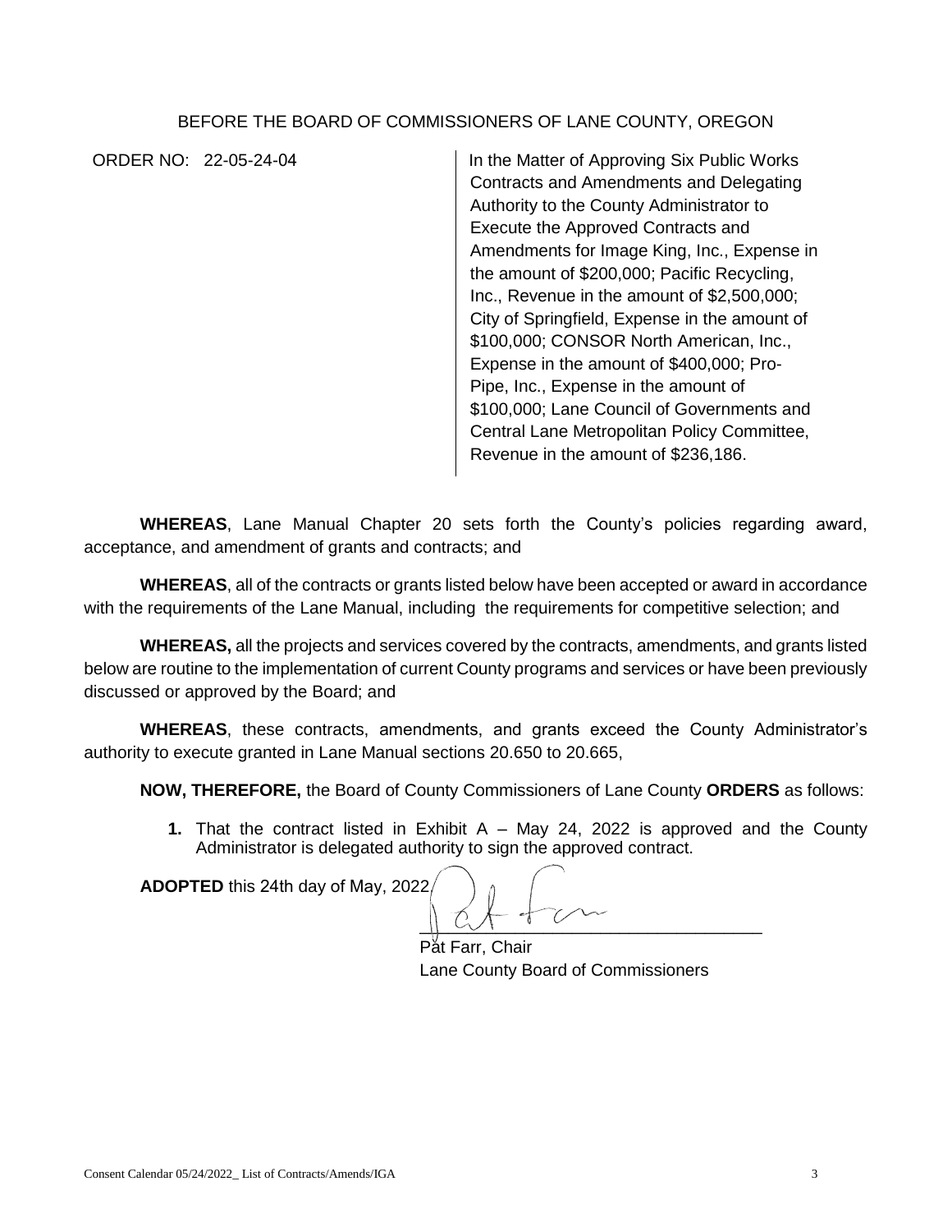BEFORE THE BOARD OF COMMISSIONERS OF LANE COUNTY, OREGON

ORDER NO: 22-05-24-04

In the Matter of Approving Six Public Works Contracts and Amendments and Delegating Authority to the County Administrator to Execute the Approved Contracts and Amendments for Image King, Inc., Expense in the amount of $200,000; Pacific Recycling, Inc., Revenue in the amount of $2,500,000; City of Springfield, Expense in the amount of $100,000; CONSOR North American, Inc., Expense in the amount of $400,000; Pro-Pipe, Inc., Expense in the amount of $100,000; Lane Council of Governments and Central Lane Metropolitan Policy Committee, Revenue in the amount of $236,186.

**WHEREAS**, Lane Manual Chapter 20 sets forth the County's policies regarding award, acceptance, and amendment of grants and contracts; and

**WHEREAS**, all of the contracts or grants listed below have been accepted or award in accordance with the requirements of the Lane Manual, including the requirements for competitive selection; and

**WHEREAS,** all the projects and services covered by the contracts, amendments, and grants listed below are routine to the implementation of current County programs and services or have been previously discussed or approved by the Board; and

**WHEREAS**, these contracts, amendments, and grants exceed the County Administrator's authority to execute granted in Lane Manual sections 20.650 to 20.665,

**NOW, THEREFORE,** the Board of County Commissioners of Lane County **ORDERS** as follows:

1. That the contract listed in Exhibit A – May 24, 2022 is approved and the County Administrator is delegated authority to sign the approved contract.

**ADOPTED** this 24th day of May, 2022.

Pat Farr, Chair
Lane County Board of Commissioners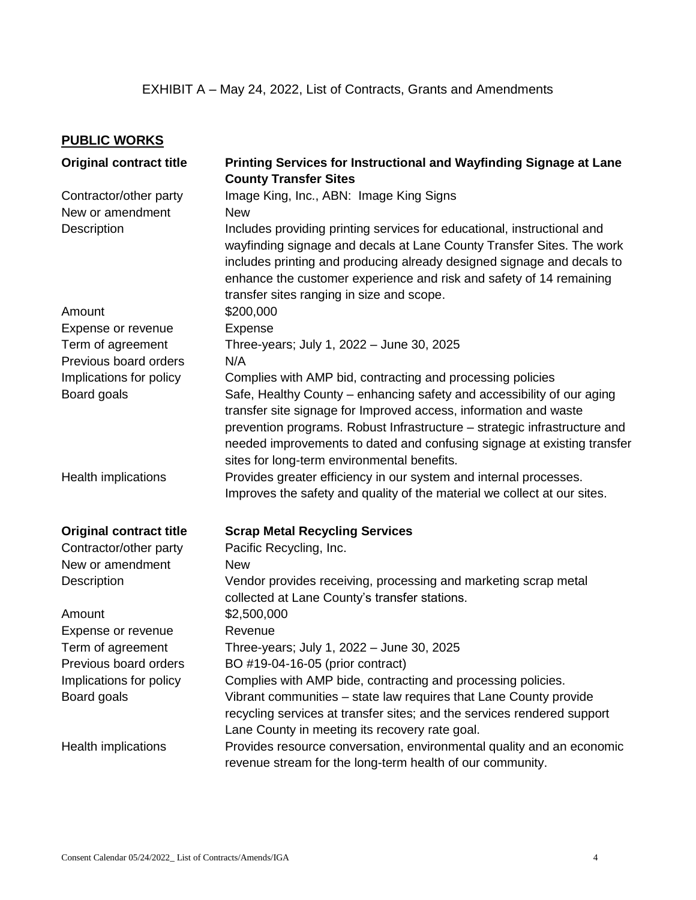EXHIBIT A – May 24, 2022, List of Contracts, Grants and Amendments

## PUBLIC WORKS

| | |
|---|---|
| **Original contract title** | **Printing Services for Instructional and Wayfinding Signage at Lane County Transfer Sites** |
| Contractor/other party | Image King, Inc., ABN: Image King Signs |
| New or amendment | New |
| Description | Includes providing printing services for educational, instructional and wayfinding signage and decals at Lane County Transfer Sites. The work includes printing and producing already designed signage and decals to enhance the customer experience and risk and safety of 14 remaining transfer sites ranging in size and scope. |
| Amount | $200,000 |
| Expense or revenue | Expense |
| Term of agreement | Three-years; July 1, 2022 – June 30, 2025 |
| Previous board orders | N/A |
| Implications for policy | Complies with AMP bid, contracting and processing policies |
| Board goals | Safe, Healthy County – enhancing safety and accessibility of our aging transfer site signage for Improved access, information and waste prevention programs. Robust Infrastructure – strategic infrastructure and needed improvements to dated and confusing signage at existing transfer sites for long-term environmental benefits. |
| Health implications | Provides greater efficiency in our system and internal processes. Improves the safety and quality of the material we collect at our sites. |

| | |
|---|---|
| **Original contract title** | **Scrap Metal Recycling Services** |
| Contractor/other party | Pacific Recycling, Inc. |
| New or amendment | New |
| Description | Vendor provides receiving, processing and marketing scrap metal collected at Lane County's transfer stations. |
| Amount | $2,500,000 |
| Expense or revenue | Revenue |
| Term of agreement | Three-years; July 1, 2022 – June 30, 2025 |
| Previous board orders | BO #19-04-16-05 (prior contract) |
| Implications for policy | Complies with AMP bide, contracting and processing policies. |
| Board goals | Vibrant communities – state law requires that Lane County provide recycling services at transfer sites; and the services rendered support Lane County in meeting its recovery rate goal. |
| Health implications | Provides resource conversation, environmental quality and an economic revenue stream for the long-term health of our community. |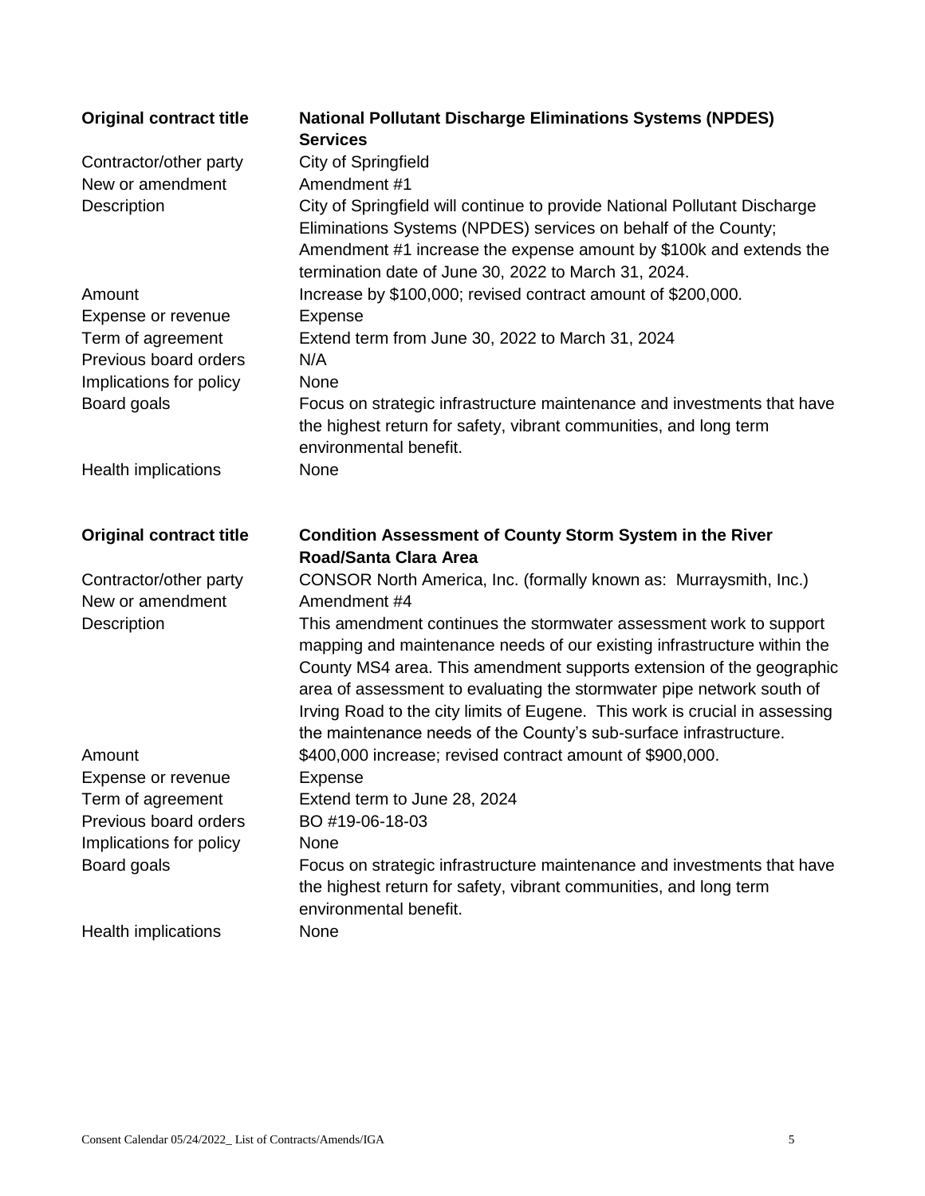| **Original contract title** | **National Pollutant Discharge Eliminations Systems (NPDES) Services** |
|---|---|
| Contractor/other party | City of Springfield |
| New or amendment | Amendment #1 |
| Description | City of Springfield will continue to provide National Pollutant Discharge Eliminations Systems (NPDES) services on behalf of the County; Amendment #1 increase the expense amount by $100k and extends the termination date of June 30, 2022 to March 31, 2024. |
| Amount | Increase by $100,000; revised contract amount of $200,000. |
| Expense or revenue | Expense |
| Term of agreement | Extend term from June 30, 2022 to March 31, 2024 |
| Previous board orders | N/A |
| Implications for policy | None |
| Board goals | Focus on strategic infrastructure maintenance and investments that have the highest return for safety, vibrant communities, and long term environmental benefit. |
| Health implications | None |

| **Original contract title** | **Condition Assessment of County Storm System in the River Road/Santa Clara Area** |
|---|---|
| Contractor/other party | CONSOR North America, Inc. (formally known as: Murraysmith, Inc.) |
| New or amendment | Amendment #4 |
| Description | This amendment continues the stormwater assessment work to support mapping and maintenance needs of our existing infrastructure within the County MS4 area. This amendment supports extension of the geographic area of assessment to evaluating the stormwater pipe network south of Irving Road to the city limits of Eugene. This work is crucial in assessing the maintenance needs of the County's sub-surface infrastructure. |
| Amount | $400,000 increase; revised contract amount of $900,000. |
| Expense or revenue | Expense |
| Term of agreement | Extend term to June 28, 2024 |
| Previous board orders | BO #19-06-18-03 |
| Implications for policy | None |
| Board goals | Focus on strategic infrastructure maintenance and investments that have the highest return for safety, vibrant communities, and long term environmental benefit. |
| Health implications | None |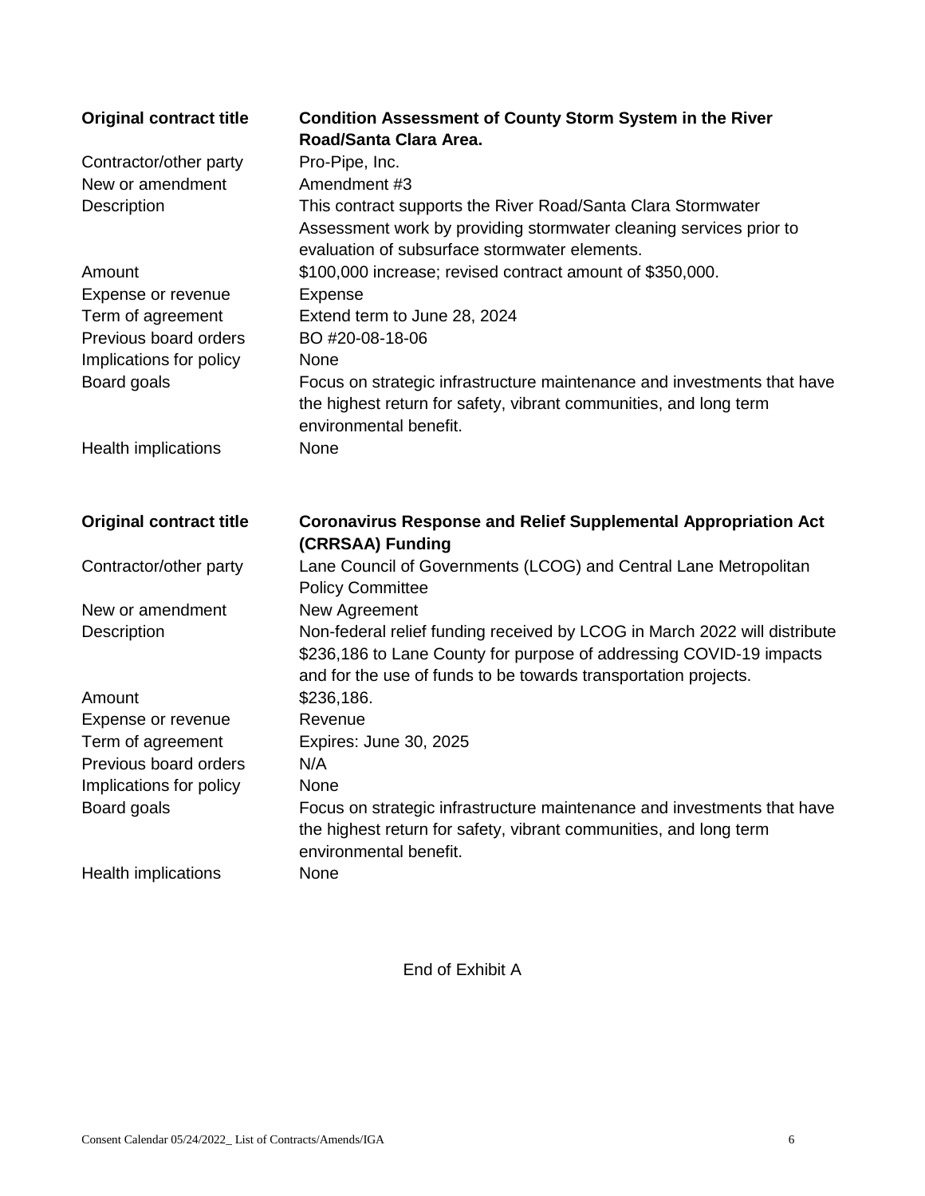| | |
|---|---|
| **Original contract title** | **Condition Assessment of County Storm System in the River Road/Santa Clara Area.** |
| Contractor/other party | Pro-Pipe, Inc. |
| New or amendment | Amendment #3 |
| Description | This contract supports the River Road/Santa Clara Stormwater Assessment work by providing stormwater cleaning services prior to evaluation of subsurface stormwater elements. |
| Amount | $100,000 increase; revised contract amount of $350,000. |
| Expense or revenue | Expense |
| Term of agreement | Extend term to June 28, 2024 |
| Previous board orders | BO #20-08-18-06 |
| Implications for policy | None |
| Board goals | Focus on strategic infrastructure maintenance and investments that have the highest return for safety, vibrant communities, and long term environmental benefit. |
| Health implications | None |

| | |
|---|---|
| **Original contract title** | **Coronavirus Response and Relief Supplemental Appropriation Act (CRRSAA) Funding** |
| Contractor/other party | Lane Council of Governments (LCOG) and Central Lane Metropolitan Policy Committee |
| New or amendment | New Agreement |
| Description | Non-federal relief funding received by LCOG in March 2022 will distribute $236,186 to Lane County for purpose of addressing COVID-19 impacts and for the use of funds to be towards transportation projects. |
| Amount | $236,186. |
| Expense or revenue | Revenue |
| Term of agreement | Expires: June 30, 2025 |
| Previous board orders | N/A |
| Implications for policy | None |
| Board goals | Focus on strategic infrastructure maintenance and investments that have the highest return for safety, vibrant communities, and long term environmental benefit. |
| Health implications | None |

End of Exhibit A